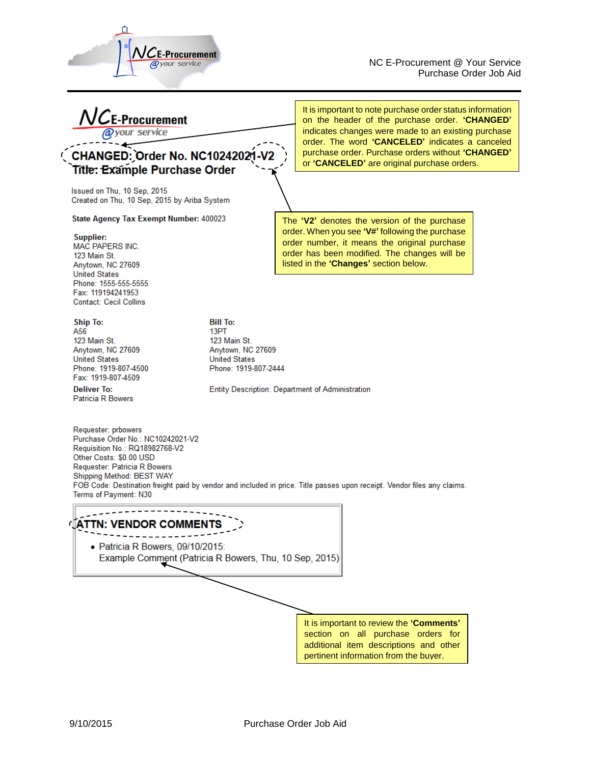NC E-Procurement @ Your Service
Purchase Order Job Aid

NC E-Procurement @your service

## CHANGED: Order No. NC10242021-V2
## Title: Example Purchase Order

It is important to note purchase order status information on the header of the purchase order. **'CHANGED'** indicates changes were made to an existing purchase order. The word **'CANCELED'** indicates a canceled purchase order. Purchase orders without **'CHANGED'** or **'CANCELED'** are original purchase orders.

Issued on Thu, 10 Sep, 2015
Created on Thu, 10 Sep, 2015 by Ariba System

**State Agency Tax Exempt Number:** 400023

The **'V2'** denotes the version of the purchase order. When you see **'V#'** following the purchase order number, it means the original purchase order has been modified. The changes will be listed in the **'Changes'** section below.

**Supplier:**
MAC PAPERS INC.
123 Main St.
Anytown, NC 27609
United States
Phone: 1555-555-5555
Fax: 119194241953
Contact: Cecil Collins

**Ship To:**
A56
123 Main St.
Anytown, NC 27609
United States
Phone: 1919-807-4500
Fax: 1919-807-4509

**Bill To:**
13PT
123 Main St.
Anytown, NC 27609
United States
Phone: 1919-807-2444

**Deliver To:**
Patricia R Bowers

Entity Description: Department of Administration

Requester: prbowers
Purchase Order No.: NC10242021-V2
Requisition No.: RQ18982768-V2
Other Costs: $0.00 USD
Requester: Patricia R Bowers
Shipping Method: BEST WAY
FOB Code: Destination freight paid by vendor and included in price. Title passes upon receipt. Vendor files any claims.
Terms of Payment: N30

### ATTN: VENDOR COMMENTS

- Patricia R Bowers, 09/10/2015:
  Example Comment (Patricia R Bowers, Thu, 10 Sep, 2015)

It is important to review the **'Comments'** section on all purchase orders for additional item descriptions and other pertinent information from the buyer.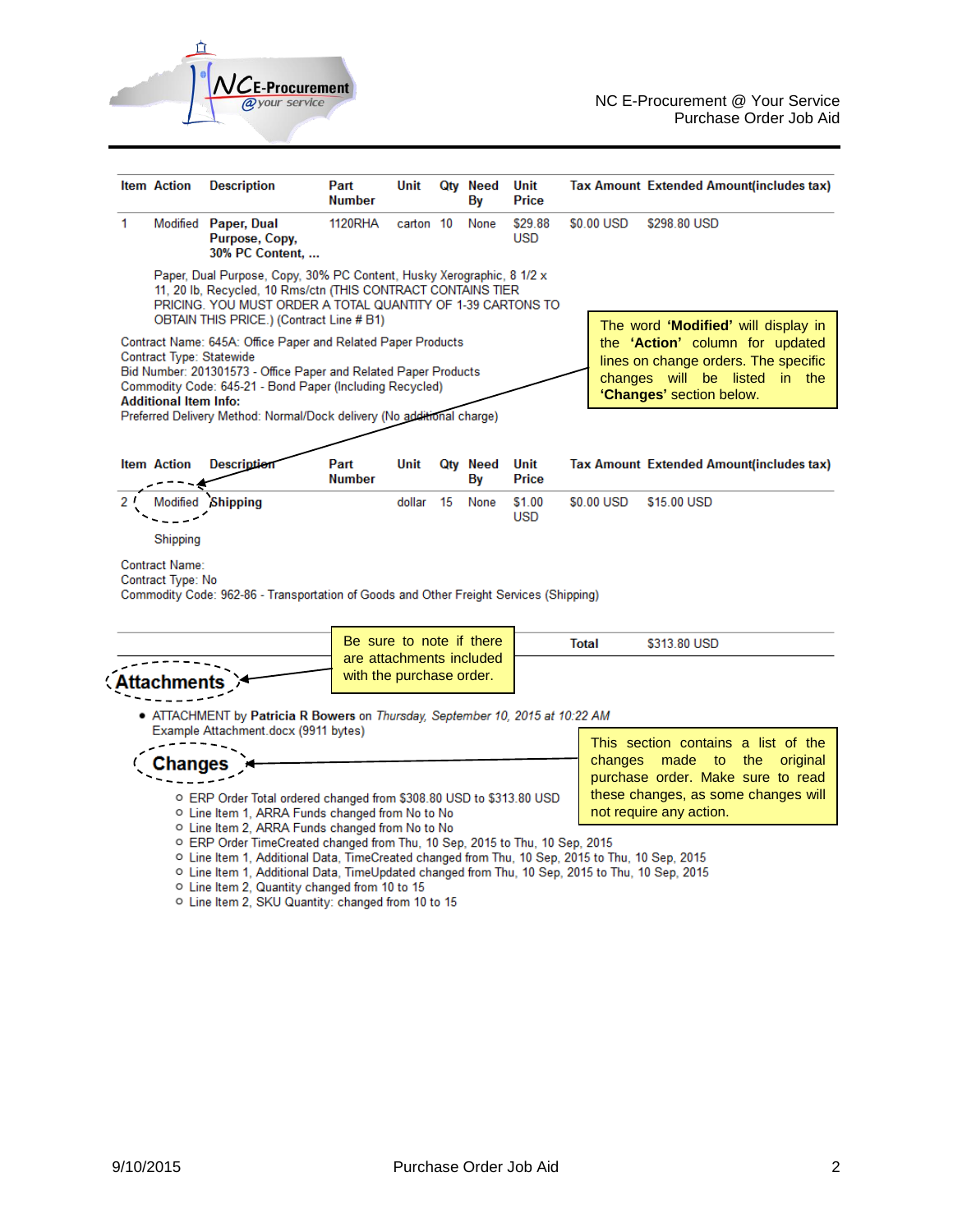| Item | Action | Description | Part Number | Unit | Qty | Need By | Unit Price | Tax Amount | Extended Amount(includes tax) |
|---|---|---|---|---|---|---|---|---|---|
| 1 | Modified | **Paper, Dual Purpose, Copy, 30% PC Content, ...** | 1120RHA | carton | 10 | None | $29.88 USD | $0.00 USD | $298.80 USD |

Paper, Dual Purpose, Copy, 30% PC Content, Husky Xerographic, 8 1/2 x 11, 20 lb, Recycled, 10 Rms/ctn (THIS CONTRACT CONTAINS TIER PRICING. YOU MUST ORDER A TOTAL QUANTITY OF 1-39 CARTONS TO OBTAIN THIS PRICE.) (Contract Line # B1)

Contract Name: 645A: Office Paper and Related Paper Products
Contract Type: Statewide
Bid Number: 201301573 - Office Paper and Related Paper Products
Commodity Code: 645-21 - Bond Paper (Including Recycled)
**Additional Item Info:**
Preferred Delivery Method: Normal/Dock delivery (No additional charge)

The word **'Modified'** will display in the **'Action'** column for updated lines on change orders. The specific changes will be listed in the **'Changes'** section below.

| Item | Action | Description | Part Number | Unit | Qty | Need By | Unit Price | Tax Amount | Extended Amount(includes tax) |
|---|---|---|---|---|---|---|---|---|---|
| 2 | Modified | **Shipping** | | dollar | 15 | None | $1.00 USD | $0.00 USD | $15.00 USD |

Shipping

Contract Name:
Contract Type: No
Commodity Code: 962-86 - Transportation of Goods and Other Freight Services (Shipping)

Be sure to note if there are attachments included with the purchase order.

**Total** $313.80 USD

## Attachments

- ATTACHMENT by **Patricia R Bowers** on *Thursday, September 10, 2015 at 10:22 AM*
  Example Attachment.docx (9911 bytes)

## Changes

This section contains a list of the changes made to the original purchase order. Make sure to read these changes, as some changes will not require any action.

- ERP Order Total ordered changed from $308.80 USD to $313.80 USD
- Line Item 1, ARRA Funds changed from No to No
- Line Item 2, ARRA Funds changed from No to No
- ERP Order TimeCreated changed from Thu, 10 Sep, 2015 to Thu, 10 Sep, 2015
- Line Item 1, Additional Data, TimeCreated changed from Thu, 10 Sep, 2015 to Thu, 10 Sep, 2015
- Line Item 1, Additional Data, TimeUpdated changed from Thu, 10 Sep, 2015 to Thu, 10 Sep, 2015
- Line Item 2, Quantity changed from 10 to 15
- Line Item 2, SKU Quantity: changed from 10 to 15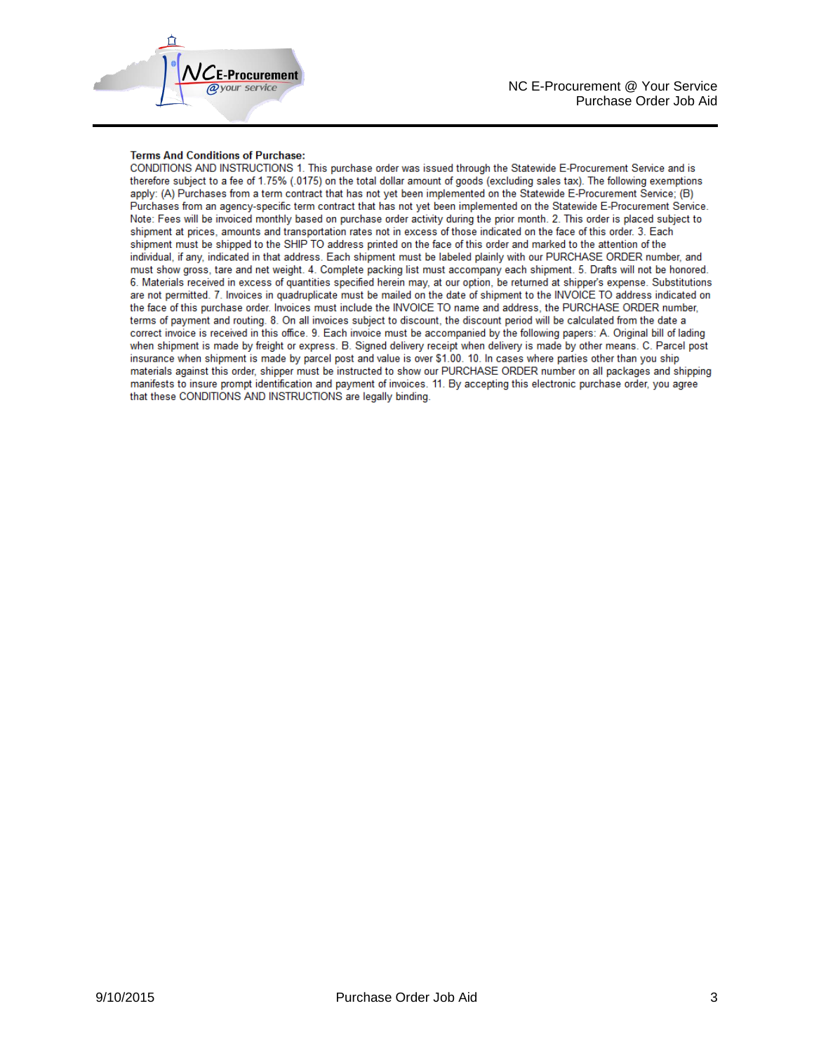**Terms And Conditions of Purchase:**

CONDITIONS AND INSTRUCTIONS 1. This purchase order was issued through the Statewide E-Procurement Service and is therefore subject to a fee of 1.75% (.0175) on the total dollar amount of goods (excluding sales tax). The following exemptions apply: (A) Purchases from a term contract that has not yet been implemented on the Statewide E-Procurement Service; (B) Purchases from an agency-specific term contract that has not yet been implemented on the Statewide E-Procurement Service. Note: Fees will be invoiced monthly based on purchase order activity during the prior month. 2. This order is placed subject to shipment at prices, amounts and transportation rates not in excess of those indicated on the face of this order. 3. Each shipment must be shipped to the SHIP TO address printed on the face of this order and marked to the attention of the individual, if any, indicated in that address. Each shipment must be labeled plainly with our PURCHASE ORDER number, and must show gross, tare and net weight. 4. Complete packing list must accompany each shipment. 5. Drafts will not be honored. 6. Materials received in excess of quantities specified herein may, at our option, be returned at shipper's expense. Substitutions are not permitted. 7. Invoices in quadruplicate must be mailed on the date of shipment to the INVOICE TO address indicated on the face of this purchase order. Invoices must include the INVOICE TO name and address, the PURCHASE ORDER number, terms of payment and routing. 8. On all invoices subject to discount, the discount period will be calculated from the date a correct invoice is received in this office. 9. Each invoice must be accompanied by the following papers: A. Original bill of lading when shipment is made by freight or express. B. Signed delivery receipt when delivery is made by other means. C. Parcel post insurance when shipment is made by parcel post and value is over $1.00. 10. In cases where parties other than you ship materials against this order, shipper must be instructed to show our PURCHASE ORDER number on all packages and shipping manifests to insure prompt identification and payment of invoices. 11. By accepting this electronic purchase order, you agree that these CONDITIONS AND INSTRUCTIONS are legally binding.